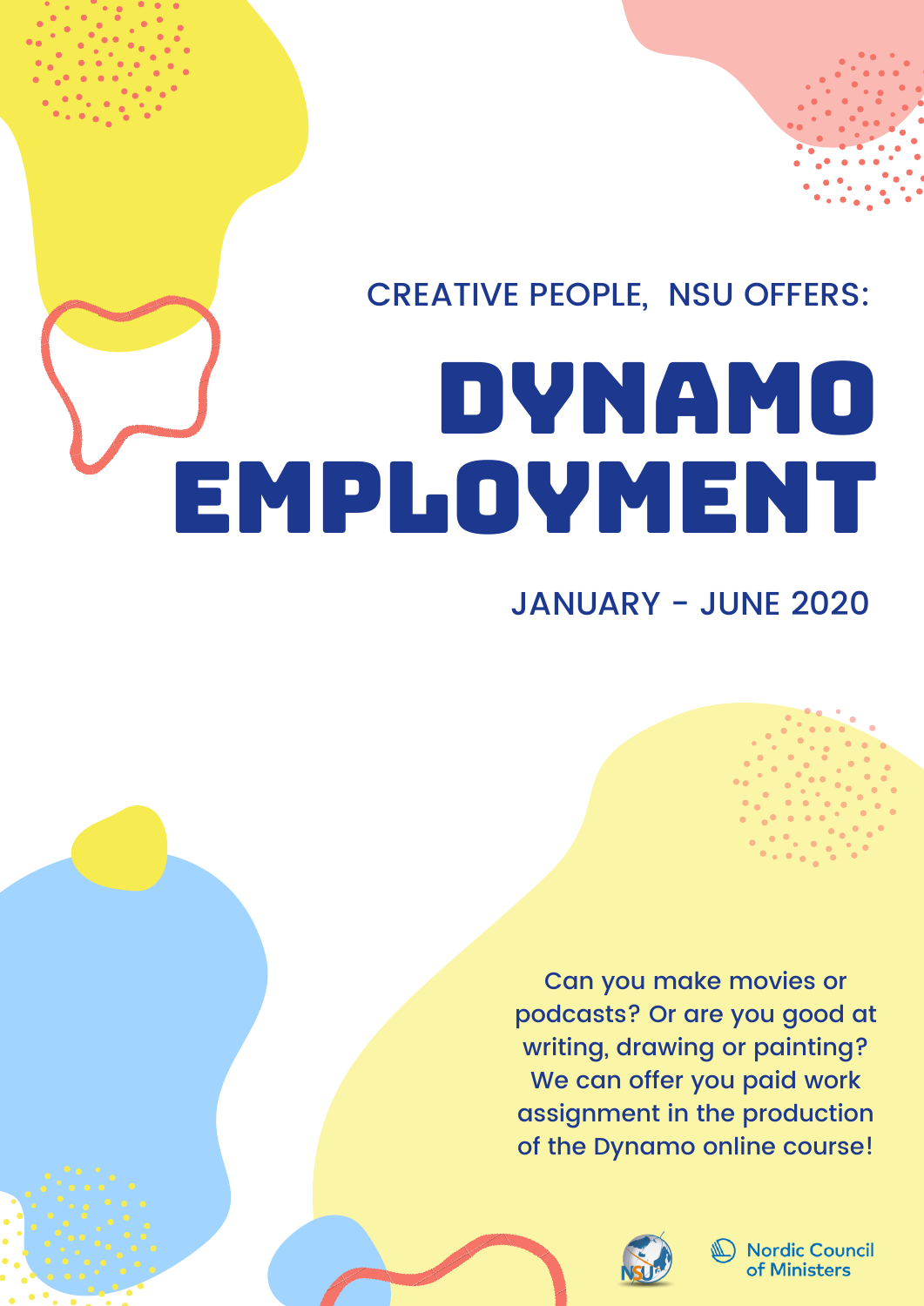CREATIVE PEOPLE, NSU OFFERS:

# DYNAMO EMPLOYMENT

JANUARY - JUNE 2020

Can you make movies or podcasts? Or are you good at writing, drawing or painting? We can offer you paid work assignment in the production of the Dynamo online course!

NSU

Nordic Council of Ministers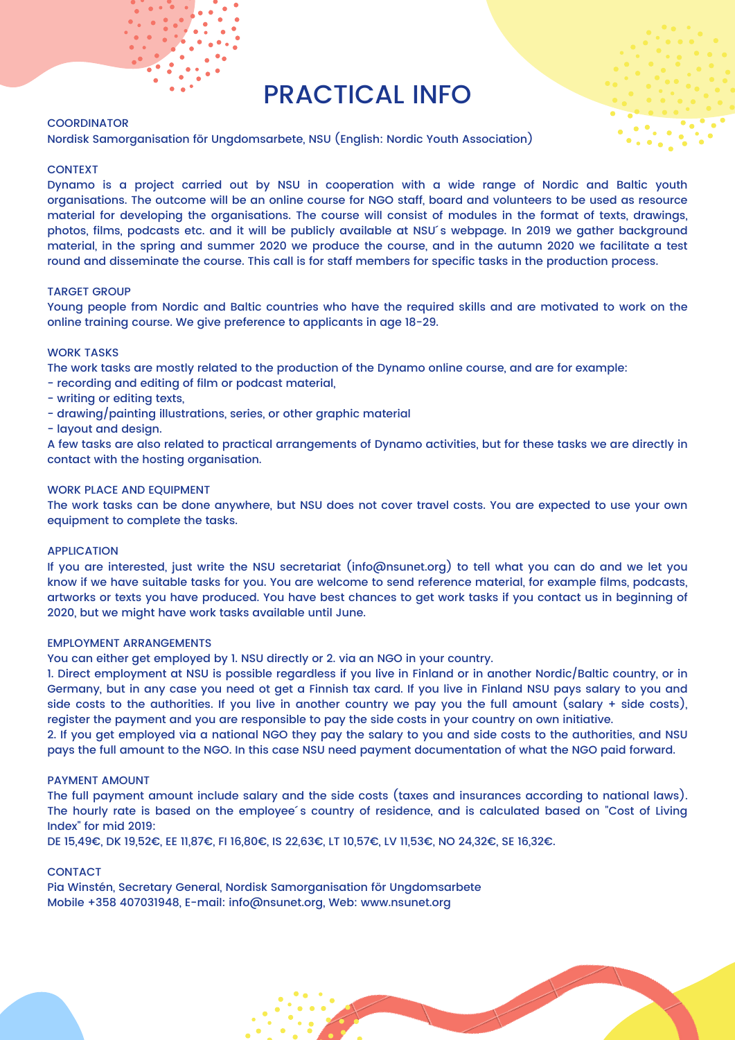# PRACTICAL INFO

COORDINATOR

Nordisk Samorganisation för Ungdomsarbete, NSU (English: Nordic Youth Association)

CONTEXT

Dynamo is a project carried out by NSU in cooperation with a wide range of Nordic and Baltic youth organisations. The outcome will be an online course for NGO staff, board and volunteers to be used as resource material for developing the organisations. The course will consist of modules in the format of texts, drawings, photos, films, podcasts etc. and it will be publicly available at NSU´s webpage. In 2019 we gather background material, in the spring and summer 2020 we produce the course, and in the autumn 2020 we facilitate a test round and disseminate the course. This call is for staff members for specific tasks in the production process.

TARGET GROUP

Young people from Nordic and Baltic countries who have the required skills and are motivated to work on the online training course. We give preference to applicants in age 18-29.

WORK TASKS

The work tasks are mostly related to the production of the Dynamo online course, and are for example:
- recording and editing of film or podcast material,
- writing or editing texts,
- drawing/painting illustrations, series, or other graphic material
- layout and design.

A few tasks are also related to practical arrangements of Dynamo activities, but for these tasks we are directly in contact with the hosting organisation.

WORK PLACE AND EQUIPMENT

The work tasks can be done anywhere, but NSU does not cover travel costs. You are expected to use your own equipment to complete the tasks.

APPLICATION

If you are interested, just write the NSU secretariat (info@nsunet.org) to tell what you can do and we let you know if we have suitable tasks for you. You are welcome to send reference material, for example films, podcasts, artworks or texts you have produced. You have best chances to get work tasks if you contact us in beginning of 2020, but we might have work tasks available until June.

EMPLOYMENT ARRANGEMENTS

You can either get employed by 1. NSU directly or 2. via an NGO in your country.

1. Direct employment at NSU is possible regardless if you live in Finland or in another Nordic/Baltic country, or in Germany, but in any case you need ot get a Finnish tax card. If you live in Finland NSU pays salary to you and side costs to the authorities. If you live in another country we pay you the full amount (salary + side costs), register the payment and you are responsible to pay the side costs in your country on own initiative.
2. If you get employed via a national NGO they pay the salary to you and side costs to the authorities, and NSU pays the full amount to the NGO. In this case NSU need payment documentation of what the NGO paid forward.

PAYMENT AMOUNT

The full payment amount include salary and the side costs (taxes and insurances according to national laws). The hourly rate is based on the employee´s country of residence, and is calculated based on "Cost of Living Index" for mid 2019:

DE 15,49€, DK 19,52€, EE 11,87€, FI 16,80€, IS 22,63€, LT 10,57€, LV 11,53€, NO 24,32€, SE 16,32€.

CONTACT

Pia Winstén, Secretary General, Nordisk Samorganisation för Ungdomsarbete
Mobile +358 407031948, E-mail: info@nsunet.org, Web: www.nsunet.org